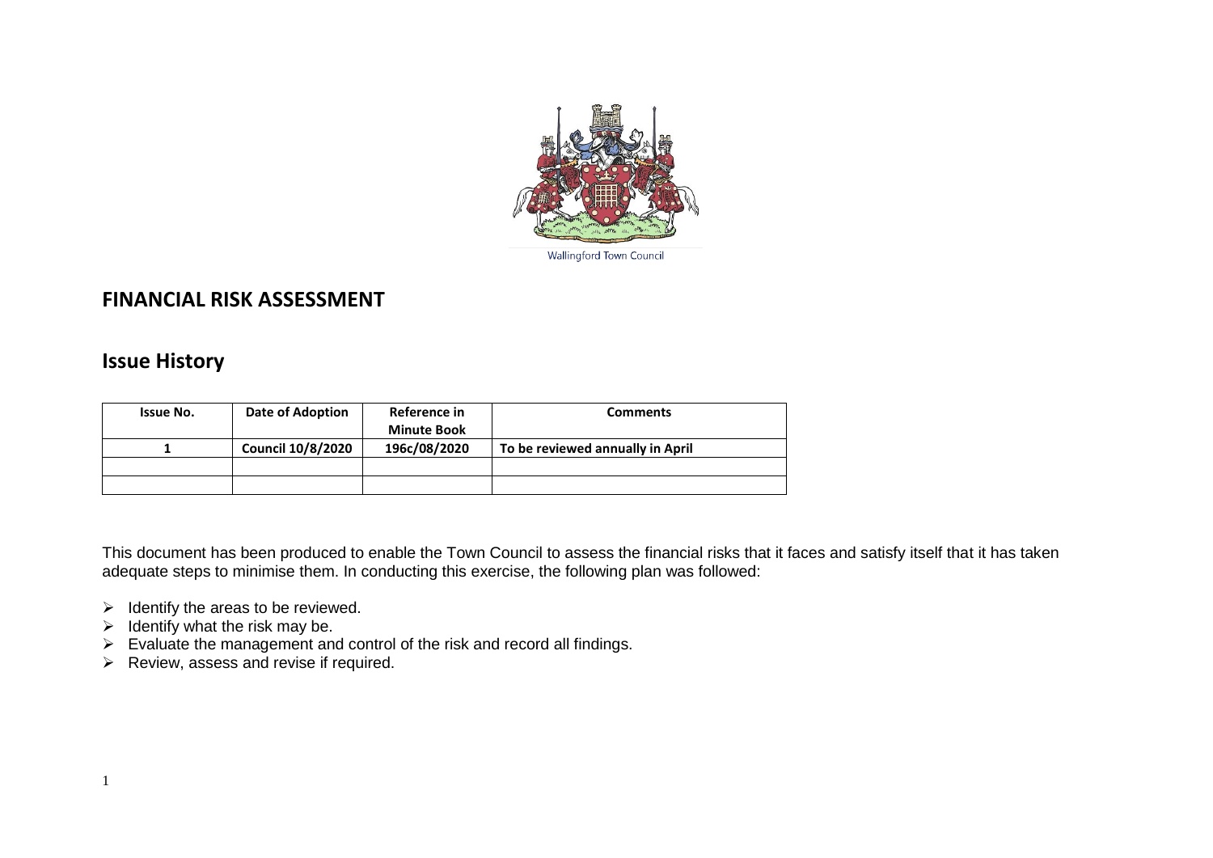Wallingford Town Council

# FINANCIAL RISK ASSESSMENT

## Issue History

| Issue No. | Date of Adoption | Reference in Minute Book | Comments |
|---|---|---|---|
| **1** | **Council 10/8/2020** | **196c/08/2020** | **To be reviewed annually in April** |
| | | | |
| | | | |

This document has been produced to enable the Town Council to assess the financial risks that it faces and satisfy itself that it has taken adequate steps to minimise them. In conducting this exercise, the following plan was followed:

- Identify the areas to be reviewed.
- Identify what the risk may be.
- Evaluate the management and control of the risk and record all findings.
- Review, assess and revise if required.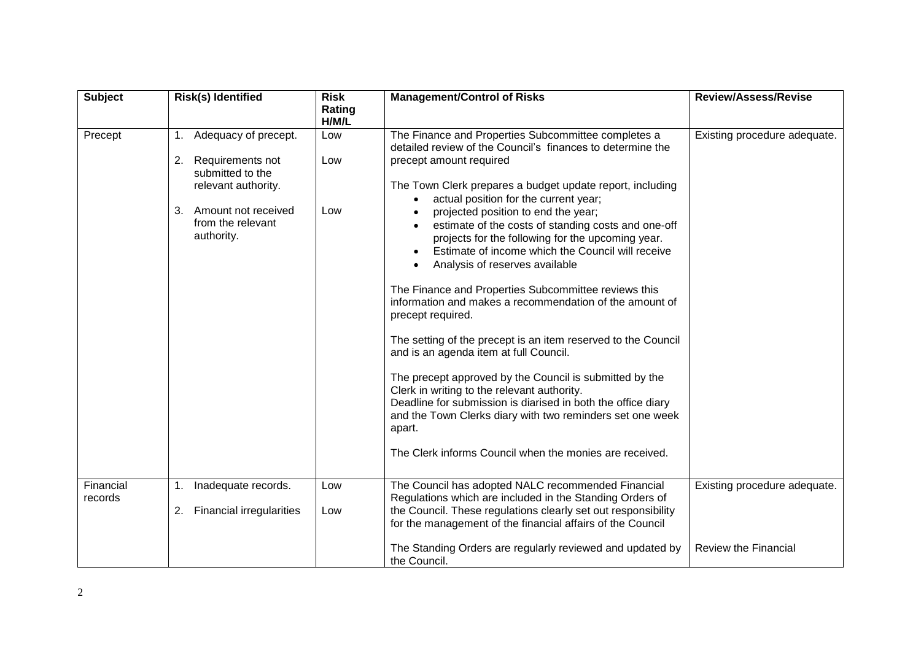| Subject | Risk(s) Identified | Risk Rating H/M/L | Management/Control of Risks | Review/Assess/Revise |
|---|---|---|---|---|
| Precept | 1. Adequacy of precept.<br><br>2. Requirements not submitted to the relevant authority.<br><br>3. Amount not received from the relevant authority. | Low<br><br>Low<br><br>Low | The Finance and Properties Subcommittee completes a detailed review of the Council's finances to determine the precept amount required<br><br>The Town Clerk prepares a budget update report, including<br>• actual position for the current year;<br>• projected position to end the year;<br>• estimate of the costs of standing costs and one-off projects for the following for the upcoming year.<br>• Estimate of income which the Council will receive<br>• Analysis of reserves available<br><br>The Finance and Properties Subcommittee reviews this information and makes a recommendation of the amount of precept required.<br><br>The setting of the precept is an item reserved to the Council and is an agenda item at full Council.<br><br>The precept approved by the Council is submitted by the Clerk in writing to the relevant authority.<br>Deadline for submission is diarised in both the office diary and the Town Clerks diary with two reminders set one week apart.<br><br>The Clerk informs Council when the monies are received. | Existing procedure adequate. |
| Financial records | 1. Inadequate records.<br><br>2. Financial irregularities | Low<br><br>Low | The Council has adopted NALC recommended Financial Regulations which are included in the Standing Orders of the Council. These regulations clearly set out responsibility for the management of the financial affairs of the Council<br><br>The Standing Orders are regularly reviewed and updated by the Council. | Existing procedure adequate.<br><br>Review the Financial |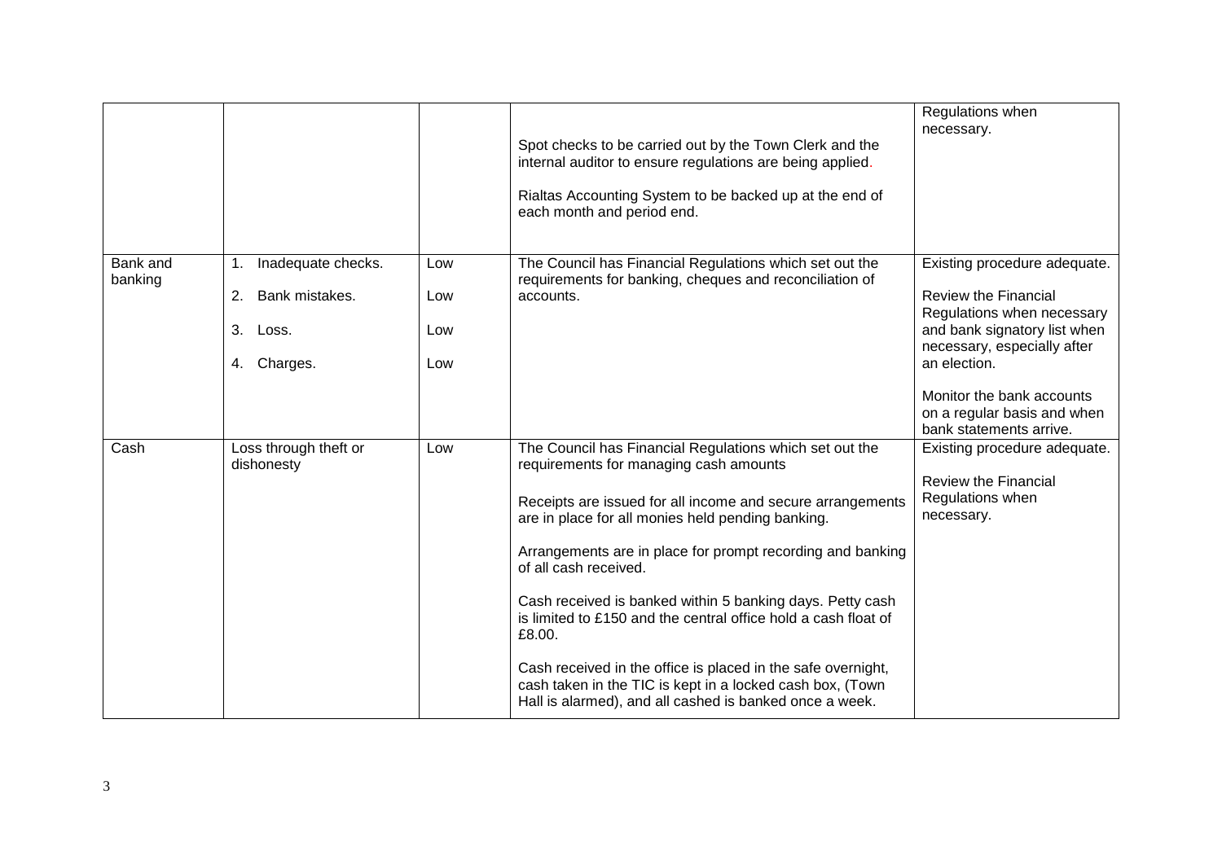| | | | | |
|---|---|---|---|---|
| | | | Spot checks to be carried out by the Town Clerk and the internal auditor to ensure regulations are being applied.<br><br>Rialtas Accounting System to be backed up at the end of each month and period end. | Regulations when necessary. |
| Bank and banking | 1. Inadequate checks.<br><br>2. Bank mistakes.<br><br>3. Loss.<br><br>4. Charges. | Low<br><br>Low<br><br>Low<br><br>Low | The Council has Financial Regulations which set out the requirements for banking, cheques and reconciliation of accounts. | Existing procedure adequate.<br><br>Review the Financial Regulations when necessary and bank signatory list when necessary, especially after an election.<br><br>Monitor the bank accounts on a regular basis and when bank statements arrive. |
| Cash | Loss through theft or dishonesty | Low | The Council has Financial Regulations which set out the requirements for managing cash amounts<br><br>Receipts are issued for all income and secure arrangements are in place for all monies held pending banking.<br><br>Arrangements are in place for prompt recording and banking of all cash received.<br><br>Cash received is banked within 5 banking days. Petty cash is limited to £150 and the central office hold a cash float of £8.00.<br><br>Cash received in the office is placed in the safe overnight, cash taken in the TIC is kept in a locked cash box, (Town Hall is alarmed), and all cashed is banked once a week. | Existing procedure adequate.<br><br>Review the Financial Regulations when necessary. |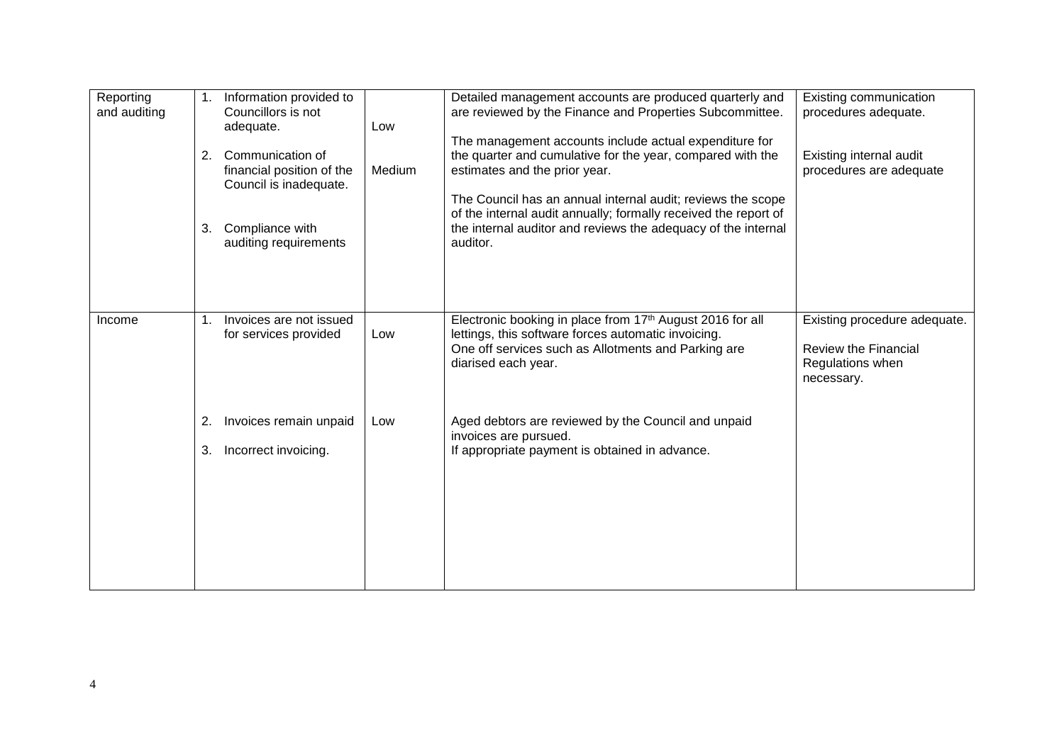| | | | | |
|---|---|---|---|---|
| Reporting and auditing | 1. Information provided to Councillors is not adequate.<br><br>2. Communication of financial position of the Council is inadequate.<br><br>3. Compliance with auditing requirements | Low<br><br>Medium | Detailed management accounts are produced quarterly and are reviewed by the Finance and Properties Subcommittee.<br><br>The management accounts include actual expenditure for the quarter and cumulative for the year, compared with the estimates and the prior year.<br><br>The Council has an annual internal audit; reviews the scope of the internal audit annually; formally received the report of the internal auditor and reviews the adequacy of the internal auditor. | Existing communication procedures adequate.<br><br>Existing internal audit procedures are adequate |
| Income | 1. Invoices are not issued for services provided<br><br>2. Invoices remain unpaid<br><br>3. Incorrect invoicing. | Low<br><br>Low | Electronic booking in place from 17th August 2016 for all lettings, this software forces automatic invoicing.<br>One off services such as Allotments and Parking are diarised each year.<br><br>Aged debtors are reviewed by the Council and unpaid invoices are pursued.<br>If appropriate payment is obtained in advance. | Existing procedure adequate.<br><br>Review the Financial Regulations when necessary. |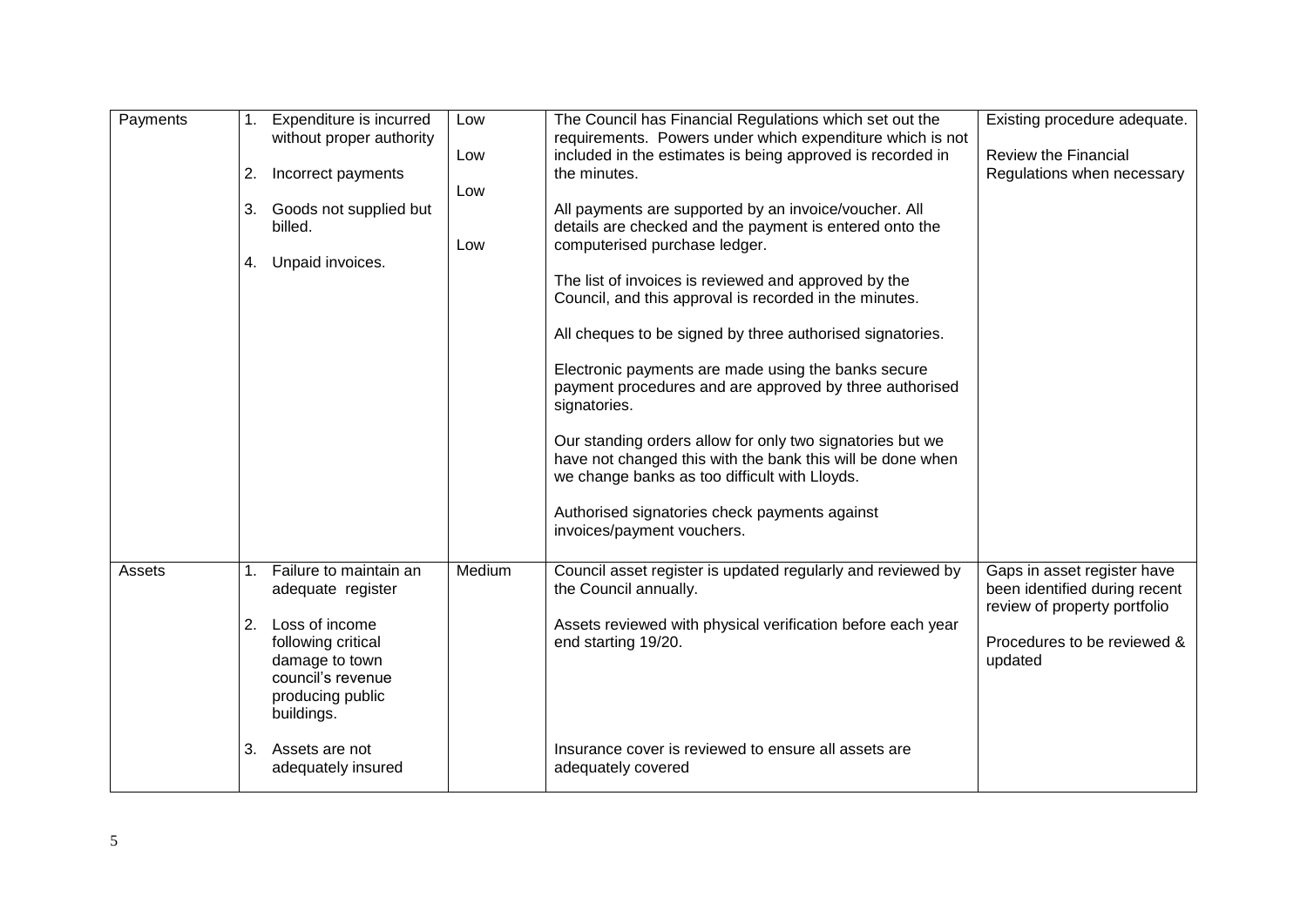| | | | | |
|---|---|---|---|---|
| Payments | 1. Expenditure is incurred without proper authority<br><br>2. Incorrect payments<br><br>3. Goods not supplied but billed.<br><br>4. Unpaid invoices. | Low<br><br>Low<br><br>Low<br><br>Low | The Council has Financial Regulations which set out the requirements. Powers under which expenditure which is not included in the estimates is being approved is recorded in the minutes.<br><br>All payments are supported by an invoice/voucher. All details are checked and the payment is entered onto the computerised purchase ledger.<br><br>The list of invoices is reviewed and approved by the Council, and this approval is recorded in the minutes.<br><br>All cheques to be signed by three authorised signatories.<br><br>Electronic payments are made using the banks secure payment procedures and are approved by three authorised signatories.<br><br>Our standing orders allow for only two signatories but we have not changed this with the bank this will be done when we change banks as too difficult with Lloyds.<br><br>Authorised signatories check payments against invoices/payment vouchers. | Existing procedure adequate.<br><br>Review the Financial Regulations when necessary |
| Assets | 1. Failure to maintain an adequate register<br><br>2. Loss of income following critical damage to town council's revenue producing public buildings.<br><br>3. Assets are not adequately insured | Medium | Council asset register is updated regularly and reviewed by the Council annually.<br><br>Assets reviewed with physical verification before each year end starting 19/20.<br><br>Insurance cover is reviewed to ensure all assets are adequately covered | Gaps in asset register have been identified during recent review of property portfolio<br><br>Procedures to be reviewed & updated |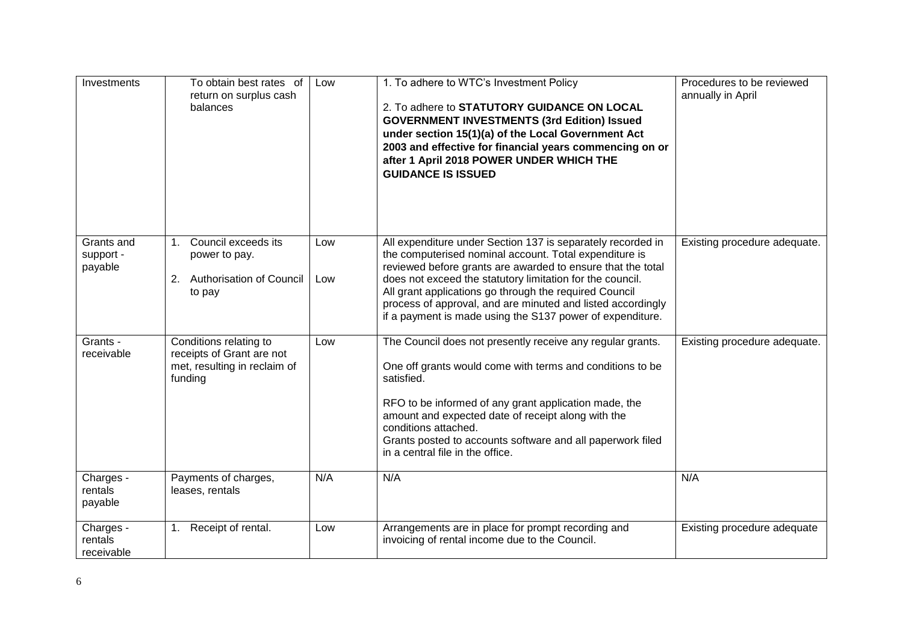| Investments | To obtain best rates of return on surplus cash balances | Low | 1. To adhere to WTC's Investment Policy<br><br>2. To adhere to **STATUTORY GUIDANCE ON LOCAL GOVERNMENT INVESTMENTS (3rd Edition) Issued under section 15(1)(a) of the Local Government Act 2003 and effective for financial years commencing on or after 1 April 2018 POWER UNDER WHICH THE GUIDANCE IS ISSUED** | Procedures to be reviewed annually in April |
|---|---|---|---|---|
| Grants and support - payable | 1. Council exceeds its power to pay.<br><br>2. Authorisation of Council to pay | Low<br><br><br>Low | All expenditure under Section 137 is separately recorded in the computerised nominal account. Total expenditure is reviewed before grants are awarded to ensure that the total does not exceed the statutory limitation for the council.<br>All grant applications go through the required Council process of approval, and are minuted and listed accordingly if a payment is made using the S137 power of expenditure. | Existing procedure adequate. |
| Grants - receivable | Conditions relating to receipts of Grant are not met, resulting in reclaim of funding | Low | The Council does not presently receive any regular grants.<br><br>One off grants would come with terms and conditions to be satisfied.<br><br>RFO to be informed of any grant application made, the amount and expected date of receipt along with the conditions attached.<br>Grants posted to accounts software and all paperwork filed in a central file in the office. | Existing procedure adequate. |
| Charges - rentals payable | Payments of charges, leases, rentals | N/A | N/A | N/A |
| Charges - rentals receivable | 1. Receipt of rental. | Low | Arrangements are in place for prompt recording and invoicing of rental income due to the Council. | Existing procedure adequate |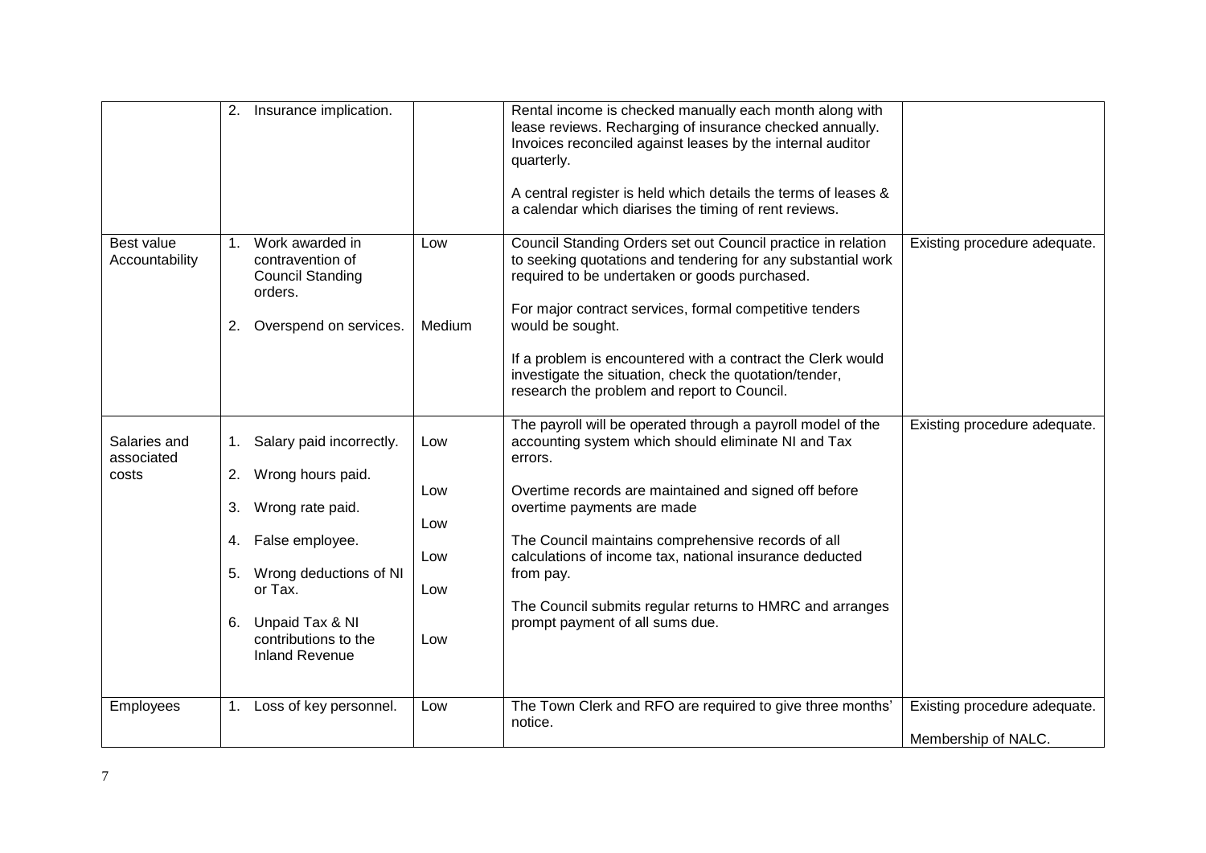| | | | | |
|---|---|---|---|---|
| | 2. Insurance implication. | | Rental income is checked manually each month along with lease reviews. Recharging of insurance checked annually. Invoices reconciled against leases by the internal auditor quarterly.<br><br>A central register is held which details the terms of leases & a calendar which diarises the timing of rent reviews. | |
| Best value Accountability | 1. Work awarded in contravention of Council Standing orders.<br><br>2. Overspend on services. | Low<br><br><br><br>Medium | Council Standing Orders set out Council practice in relation to seeking quotations and tendering for any substantial work required to be undertaken or goods purchased.<br><br>For major contract services, formal competitive tenders would be sought.<br><br>If a problem is encountered with a contract the Clerk would investigate the situation, check the quotation/tender, research the problem and report to Council. | Existing procedure adequate. |
| Salaries and associated costs | 1. Salary paid incorrectly.<br><br>2. Wrong hours paid.<br><br>3. Wrong rate paid.<br><br>4. False employee.<br><br>5. Wrong deductions of NI or Tax.<br><br>6. Unpaid Tax & NI contributions to the Inland Revenue | Low<br><br>Low<br><br>Low<br><br>Low<br><br>Low<br><br>Low | The payroll will be operated through a payroll model of the accounting system which should eliminate NI and Tax errors.<br><br>Overtime records are maintained and signed off before overtime payments are made<br><br>The Council maintains comprehensive records of all calculations of income tax, national insurance deducted from pay.<br><br>The Council submits regular returns to HMRC and arranges prompt payment of all sums due. | Existing procedure adequate. |
| Employees | 1. Loss of key personnel. | Low | The Town Clerk and RFO are required to give three months' notice. | Existing procedure adequate.<br><br>Membership of NALC. |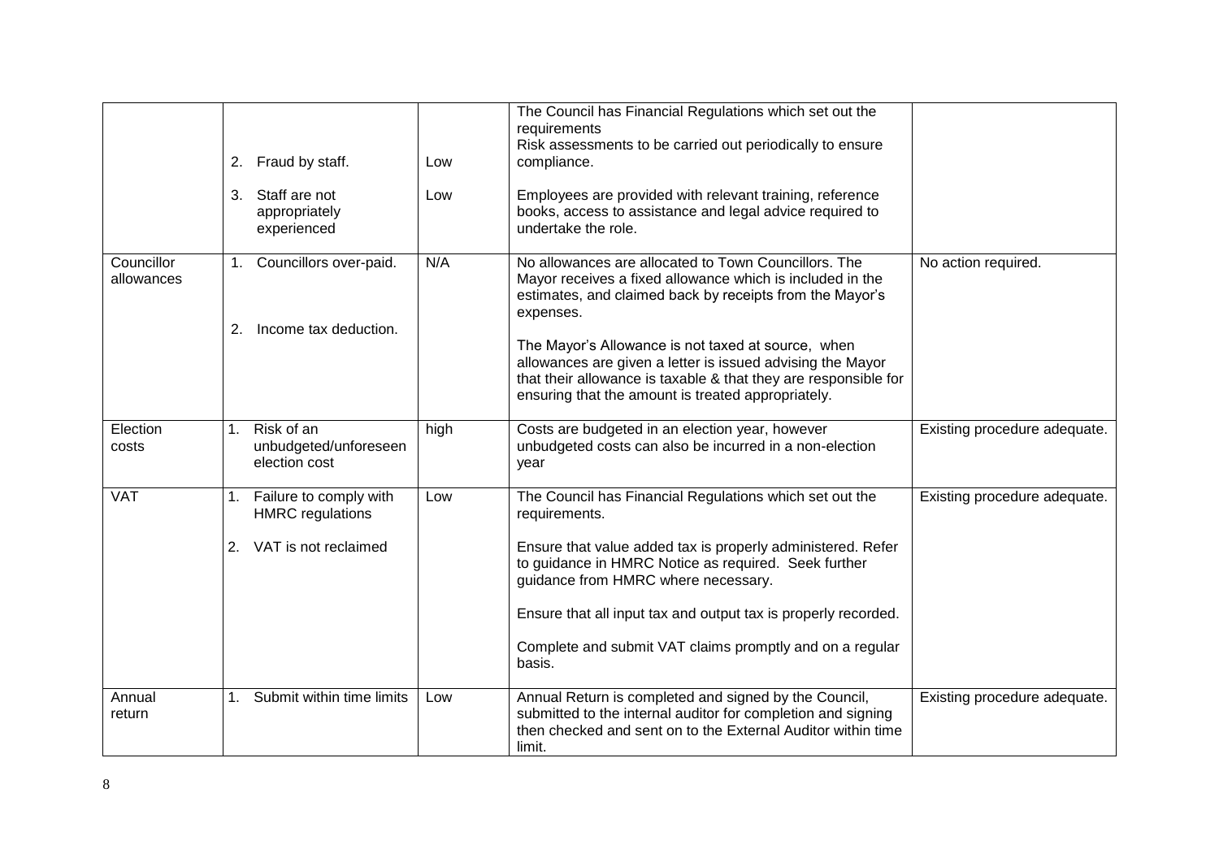| | | | | |
|---|---|---|---|---|
| | 2. Fraud by staff.<br><br>3. Staff are not appropriately experienced | Low<br><br>Low | The Council has Financial Regulations which set out the requirements<br>Risk assessments to be carried out periodically to ensure compliance.<br><br>Employees are provided with relevant training, reference books, access to assistance and legal advice required to undertake the role. | |
| Councillor allowances | 1. Councillors over-paid.<br><br>2. Income tax deduction. | N/A | No allowances are allocated to Town Councillors. The Mayor receives a fixed allowance which is included in the estimates, and claimed back by receipts from the Mayor's expenses.<br><br>The Mayor's Allowance is not taxed at source, when allowances are given a letter is issued advising the Mayor that their allowance is taxable & that they are responsible for ensuring that the amount is treated appropriately. | No action required. |
| Election costs | 1. Risk of an unbudgeted/unforeseen election cost | high | Costs are budgeted in an election year, however unbudgeted costs can also be incurred in a non-election year | Existing procedure adequate. |
| VAT | 1. Failure to comply with HMRC regulations<br><br>2. VAT is not reclaimed | Low | The Council has Financial Regulations which set out the requirements.<br><br>Ensure that value added tax is properly administered. Refer to guidance in HMRC Notice as required. Seek further guidance from HMRC where necessary.<br><br>Ensure that all input tax and output tax is properly recorded.<br><br>Complete and submit VAT claims promptly and on a regular basis. | Existing procedure adequate. |
| Annual return | 1. Submit within time limits | Low | Annual Return is completed and signed by the Council, submitted to the internal auditor for completion and signing then checked and sent on to the External Auditor within time limit. | Existing procedure adequate. |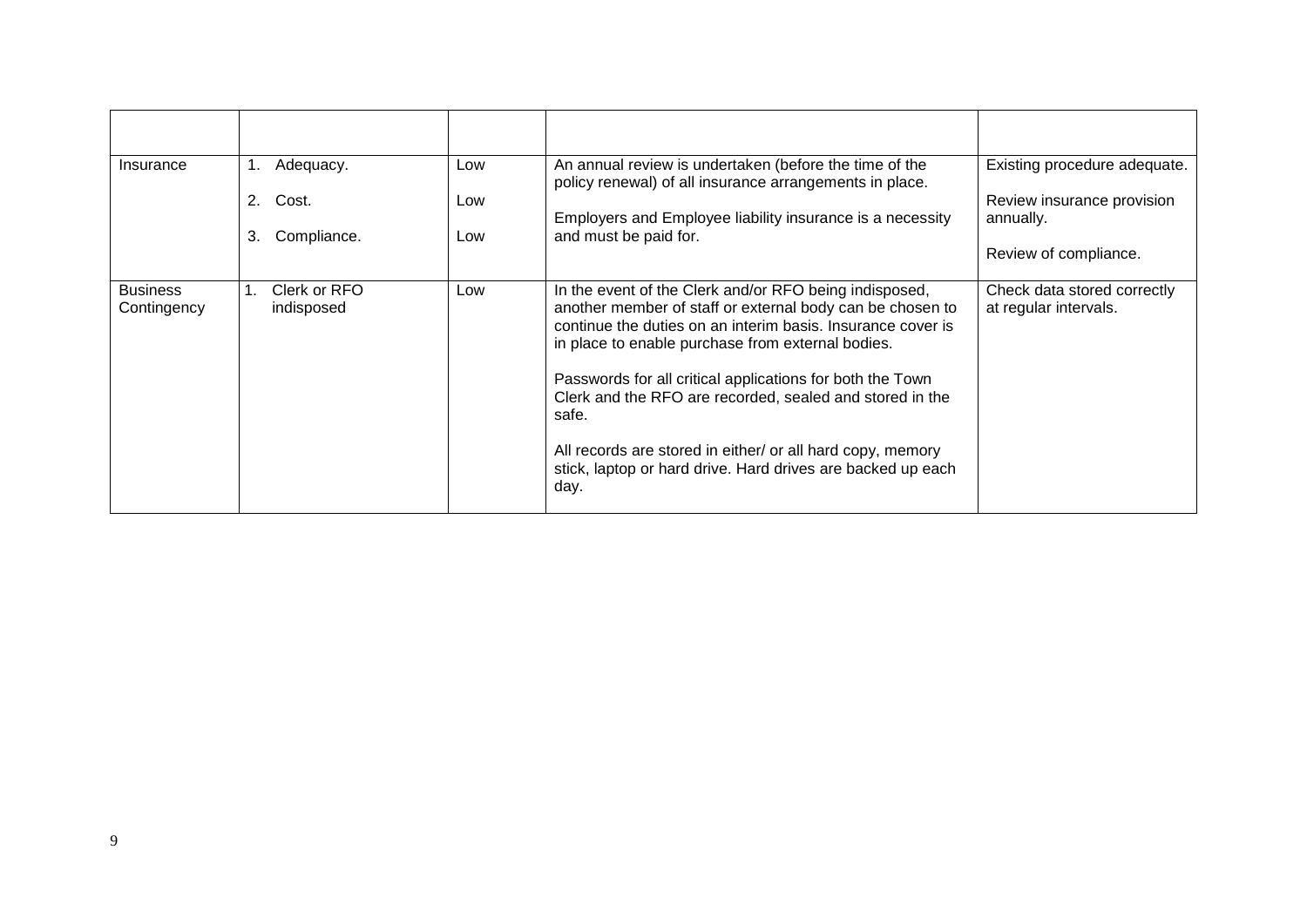| | | | | |
|---|---|---|---|---|
| Insurance | 1. Adequacy.<br><br>2. Cost.<br><br>3. Compliance. | Low<br><br>Low<br><br>Low | An annual review is undertaken (before the time of the policy renewal) of all insurance arrangements in place.<br><br>Employers and Employee liability insurance is a necessity and must be paid for. | Existing procedure adequate.<br><br>Review insurance provision annually.<br><br>Review of compliance. |
| Business Contingency | 1. Clerk or RFO indisposed | Low | In the event of the Clerk and/or RFO being indisposed, another member of staff or external body can be chosen to continue the duties on an interim basis. Insurance cover is in place to enable purchase from external bodies.<br><br>Passwords for all critical applications for both the Town Clerk and the RFO are recorded, sealed and stored in the safe.<br><br>All records are stored in either/ or all hard copy, memory stick, laptop or hard drive. Hard drives are backed up each day. | Check data stored correctly at regular intervals. |